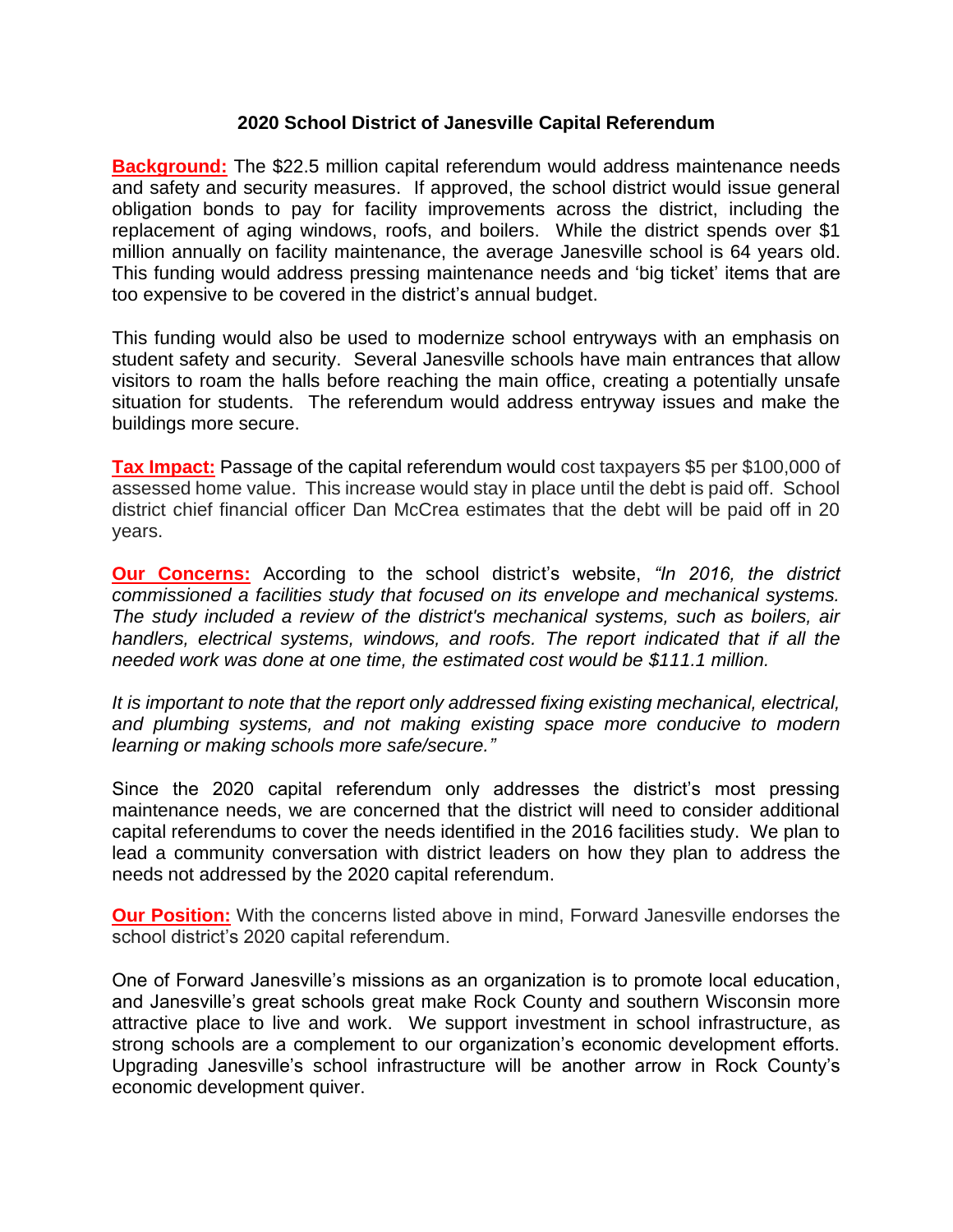**2020 School District of Janesville Capital Referendum**

**Background:** The $22.5 million capital referendum would address maintenance needs and safety and security measures. If approved, the school district would issue general obligation bonds to pay for facility improvements across the district, including the replacement of aging windows, roofs, and boilers. While the district spends over $1 million annually on facility maintenance, the average Janesville school is 64 years old. This funding would address pressing maintenance needs and 'big ticket' items that are too expensive to be covered in the district's annual budget.

This funding would also be used to modernize school entryways with an emphasis on student safety and security. Several Janesville schools have main entrances that allow visitors to roam the halls before reaching the main office, creating a potentially unsafe situation for students. The referendum would address entryway issues and make the buildings more secure.

**Tax Impact:** Passage of the capital referendum would cost taxpayers $5 per $100,000 of assessed home value. This increase would stay in place until the debt is paid off. School district chief financial officer Dan McCrea estimates that the debt will be paid off in 20 years.

**Our Concerns:** According to the school district's website, *"In 2016, the district commissioned a facilities study that focused on its envelope and mechanical systems. The study included a review of the district's mechanical systems, such as boilers, air handlers, electrical systems, windows, and roofs. The report indicated that if all the needed work was done at one time, the estimated cost would be $111.1 million.*

*It is important to note that the report only addressed fixing existing mechanical, electrical, and plumbing systems, and not making existing space more conducive to modern learning or making schools more safe/secure."*

Since the 2020 capital referendum only addresses the district's most pressing maintenance needs, we are concerned that the district will need to consider additional capital referendums to cover the needs identified in the 2016 facilities study. We plan to lead a community conversation with district leaders on how they plan to address the needs not addressed by the 2020 capital referendum.

**Our Position:** With the concerns listed above in mind, Forward Janesville endorses the school district's 2020 capital referendum.

One of Forward Janesville's missions as an organization is to promote local education, and Janesville's great schools great make Rock County and southern Wisconsin more attractive place to live and work. We support investment in school infrastructure, as strong schools are a complement to our organization's economic development efforts. Upgrading Janesville's school infrastructure will be another arrow in Rock County's economic development quiver.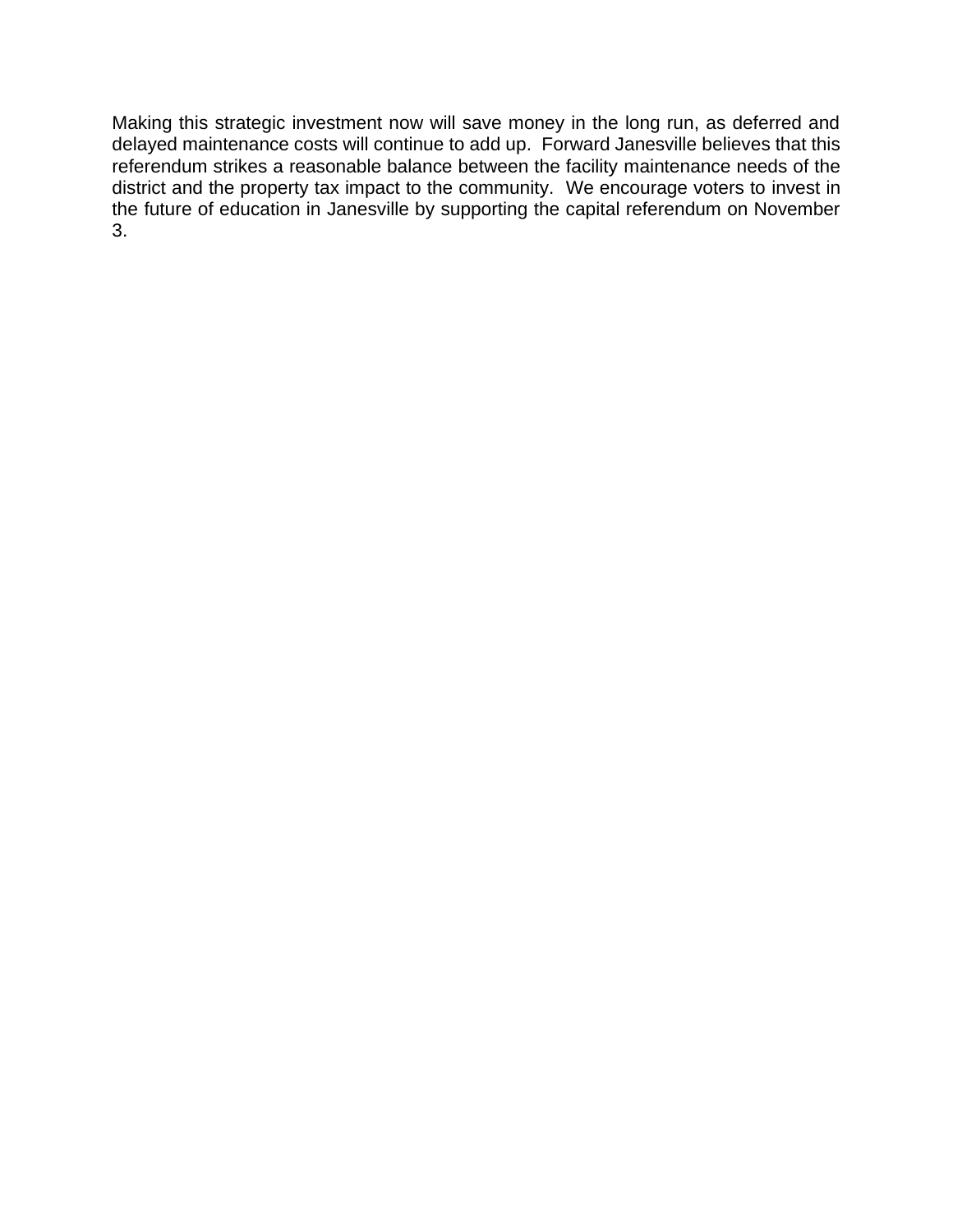Making this strategic investment now will save money in the long run, as deferred and delayed maintenance costs will continue to add up. Forward Janesville believes that this referendum strikes a reasonable balance between the facility maintenance needs of the district and the property tax impact to the community. We encourage voters to invest in the future of education in Janesville by supporting the capital referendum on November 3.